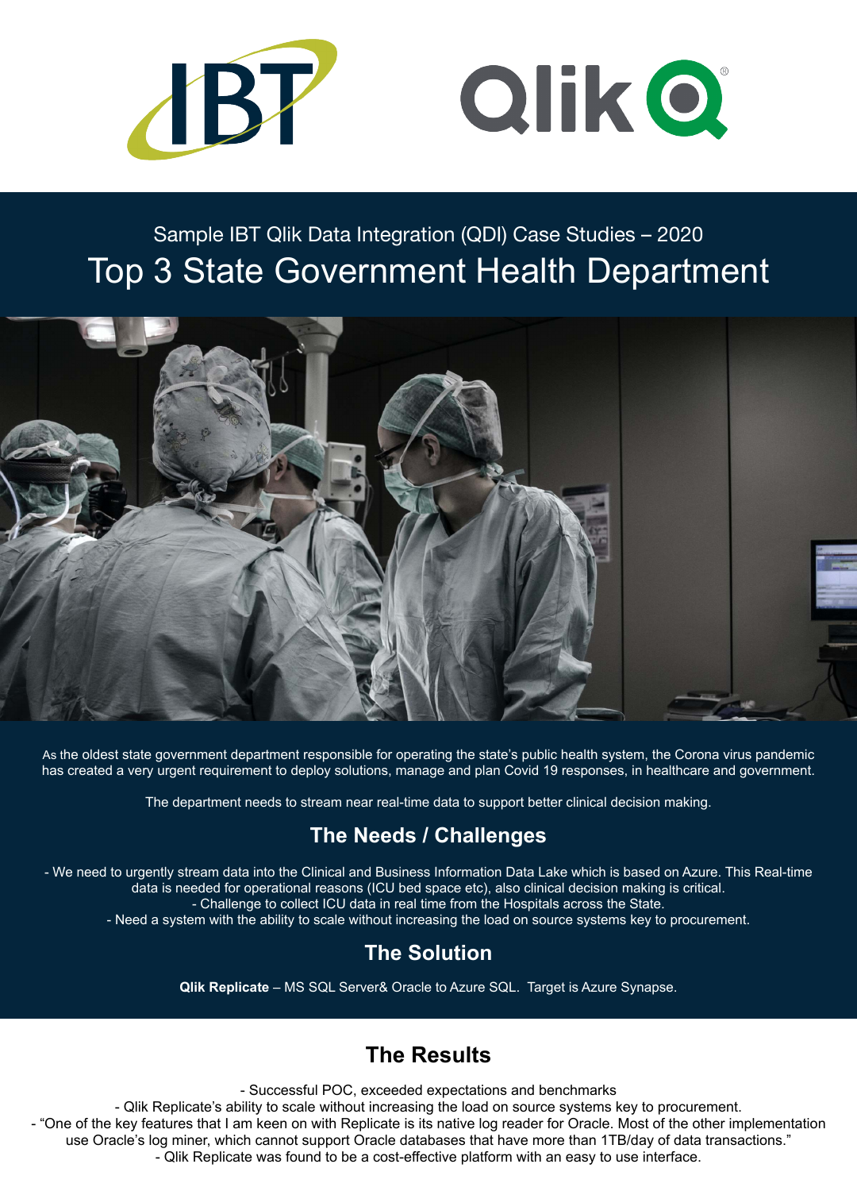Sample IBT Qlik Data Integration (QDI) Case Studies – 2020

# Top 3 State Government Health Department

As the oldest state government department responsible for operating the state's public health system, the Corona virus pandemic has created a very urgent requirement to deploy solutions, manage and plan Covid 19 responses, in healthcare and government.

The department needs to stream near real-time data to support better clinical decision making.

## The Needs / Challenges

- We need to urgently stream data into the Clinical and Business Information Data Lake which is based on Azure. This Real-time data is needed for operational reasons (ICU bed space etc), also clinical decision making is critical.
- Challenge to collect ICU data in real time from the Hospitals across the State.
- Need a system with the ability to scale without increasing the load on source systems key to procurement.

## The Solution

**Qlik Replicate** – MS SQL Server& Oracle to Azure SQL. Target is Azure Synapse.

## The Results

- Successful POC, exceeded expectations and benchmarks
- Qlik Replicate's ability to scale without increasing the load on source systems key to procurement.
- "One of the key features that I am keen on with Replicate is its native log reader for Oracle. Most of the other implementation use Oracle's log miner, which cannot support Oracle databases that have more than 1TB/day of data transactions."
- Qlik Replicate was found to be a cost-effective platform with an easy to use interface.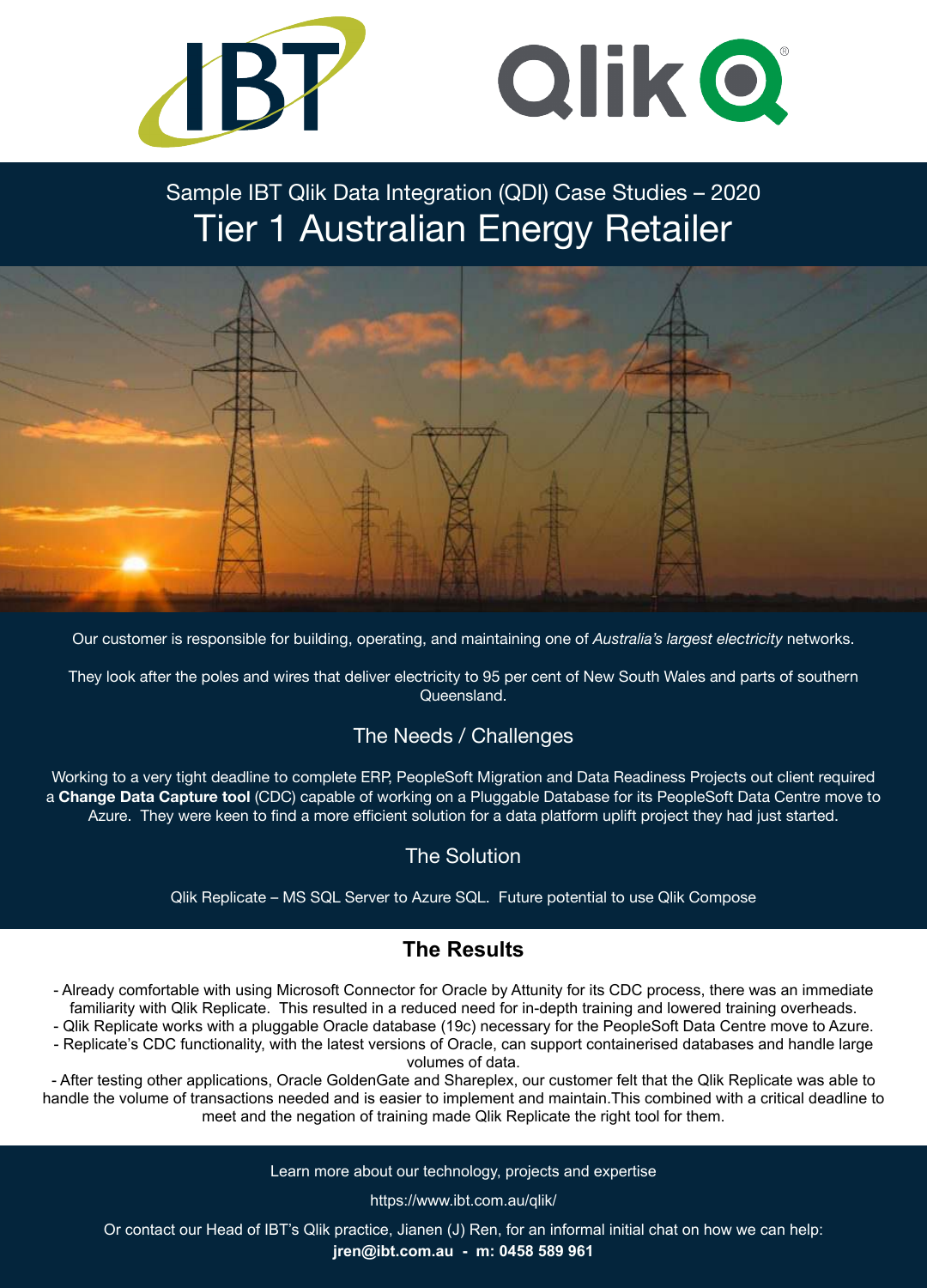# Sample IBT Qlik Data Integration (QDI) Case Studies – 2020

## Tier 1 Australian Energy Retailer

Our customer is responsible for building, operating, and maintaining one of *Australia's largest electricity* networks.

They look after the poles and wires that deliver electricity to 95 per cent of New South Wales and parts of southern Queensland.

### The Needs / Challenges

Working to a very tight deadline to complete ERP, PeopleSoft Migration and Data Readiness Projects out client required a **Change Data Capture tool** (CDC) capable of working on a Pluggable Database for its PeopleSoft Data Centre move to Azure. They were keen to find a more efficient solution for a data platform uplift project they had just started.

### The Solution

Qlik Replicate – MS SQL Server to Azure SQL. Future potential to use Qlik Compose

### The Results

- Already comfortable with using Microsoft Connector for Oracle by Attunity for its CDC process, there was an immediate familiarity with Qlik Replicate. This resulted in a reduced need for in-depth training and lowered training overheads.
- Qlik Replicate works with a pluggable Oracle database (19c) necessary for the PeopleSoft Data Centre move to Azure.
- Replicate's CDC functionality, with the latest versions of Oracle, can support containerised databases and handle large volumes of data.
- After testing other applications, Oracle GoldenGate and Shareplex, our customer felt that the Qlik Replicate was able to handle the volume of transactions needed and is easier to implement and maintain.This combined with a critical deadline to meet and the negation of training made Qlik Replicate the right tool for them.

Learn more about our technology, projects and expertise

https://www.ibt.com.au/qlik/

Or contact our Head of IBT's Qlik practice, Jianen (J) Ren, for an informal initial chat on how we can help:
**jren@ibt.com.au - m: 0458 589 961**